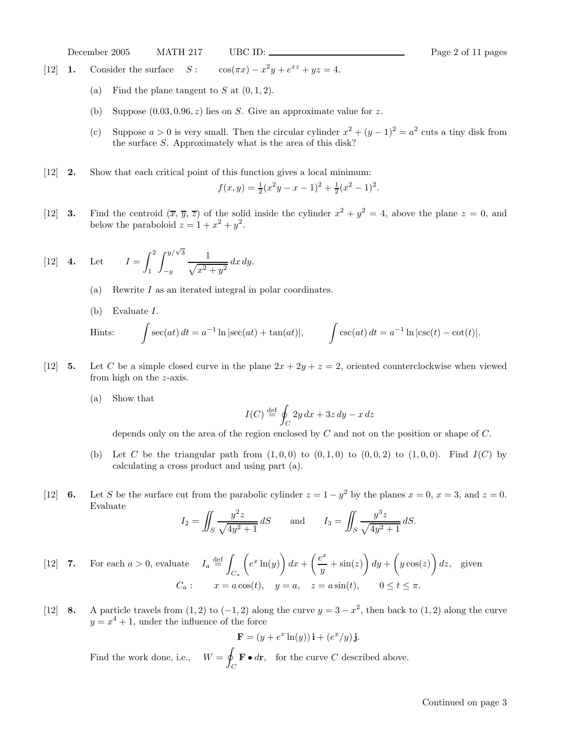[12] **1.** Consider the surface $S: \quad \cos(\pi x) - x^2 y + e^{xz} + yz = 4.$

(a) Find the plane tangent to $S$ at $(0, 1, 2)$.

(b) Suppose $(0.03, 0.96, z)$ lies on $S$. Give an approximate value for $z$.

(c) Suppose $a > 0$ is very small. Then the circular cylinder $x^2 + (y-1)^2 = a^2$ cuts a tiny disk from the surface $S$. Approximately what is the area of this disk?

[12] **2.** Show that each critical point of this function gives a local minimum:

$$f(x, y) = \tfrac{1}{2}(x^2 y - x - 1)^2 + \tfrac{1}{2}(x^2 - 1)^2.$$

[12] **3.** Find the centroid $(\overline{x}, \overline{y}, \overline{z})$ of the solid inside the cylinder $x^2 + y^2 = 4$, above the plane $z = 0$, and below the paraboloid $z = 1 + x^2 + y^2$.

[12] **4.** Let $\quad I = \displaystyle\int_1^2 \int_{-y}^{y/\sqrt{3}} \frac{1}{\sqrt{x^2 + y^2}}\, dx\, dy.$

(a) Rewrite $I$ as an iterated integral in polar coordinates.

(b) Evaluate $I$.

Hints: $\quad \displaystyle\int \sec(at)\, dt = a^{-1} \ln|\sec(at) + \tan(at)|, \qquad \int \csc(at)\, dt = a^{-1} \ln|\csc(t) - \cot(t)|.$

[12] **5.** Let $C$ be a simple closed curve in the plane $2x + 2y + z = 2$, oriented counterclockwise when viewed from high on the $z$-axis.

(a) Show that

$$I(C) \stackrel{\text{def}}{=} \oint_C 2y\, dx + 3z\, dy - x\, dz$$

depends only on the area of the region enclosed by $C$ and not on the position or shape of $C$.

(b) Let $C$ be the triangular path from $(1, 0, 0)$ to $(0, 1, 0)$ to $(0, 0, 2)$ to $(1, 0, 0)$. Find $I(C)$ by calculating a cross product and using part (a).

[12] **6.** Let $S$ be the surface cut from the parabolic cylinder $z = 1 - y^2$ by the planes $x = 0$, $x = 3$, and $z = 0$. Evaluate

$$I_2 = \iint_S \frac{y^2 z}{\sqrt{4y^2 + 1}}\, dS \qquad \text{and} \qquad I_3 = \iint_S \frac{y^3 z}{\sqrt{4y^2 + 1}}\, dS.$$

[12] **7.** For each $a > 0$, evaluate $\quad I_a \stackrel{\text{def}}{=} \displaystyle\int_{C_a} \Big(e^x \ln(y)\Big)\, dx + \left(\frac{e^x}{y} + \sin(z)\right) dy + \Big(y \cos(z)\Big)\, dz, \quad$ given

$$C_a: \qquad x = a\cos(t), \quad y = a, \quad z = a\sin(t), \qquad 0 \le t \le \pi.$$

[12] **8.** A particle travels from $(1, 2)$ to $(-1, 2)$ along the curve $y = 3 - x^2$, then back to $(1, 2)$ along the curve $y = x^4 + 1$, under the influence of the force

$$\mathbf{F} = (y + e^x \ln(y))\, \mathbf{i} + (e^x / y)\, \mathbf{j}.$$

Find the work done, i.e., $\quad W = \displaystyle\oint_C \mathbf{F} \bullet d\mathbf{r}, \quad$ for the curve $C$ described above.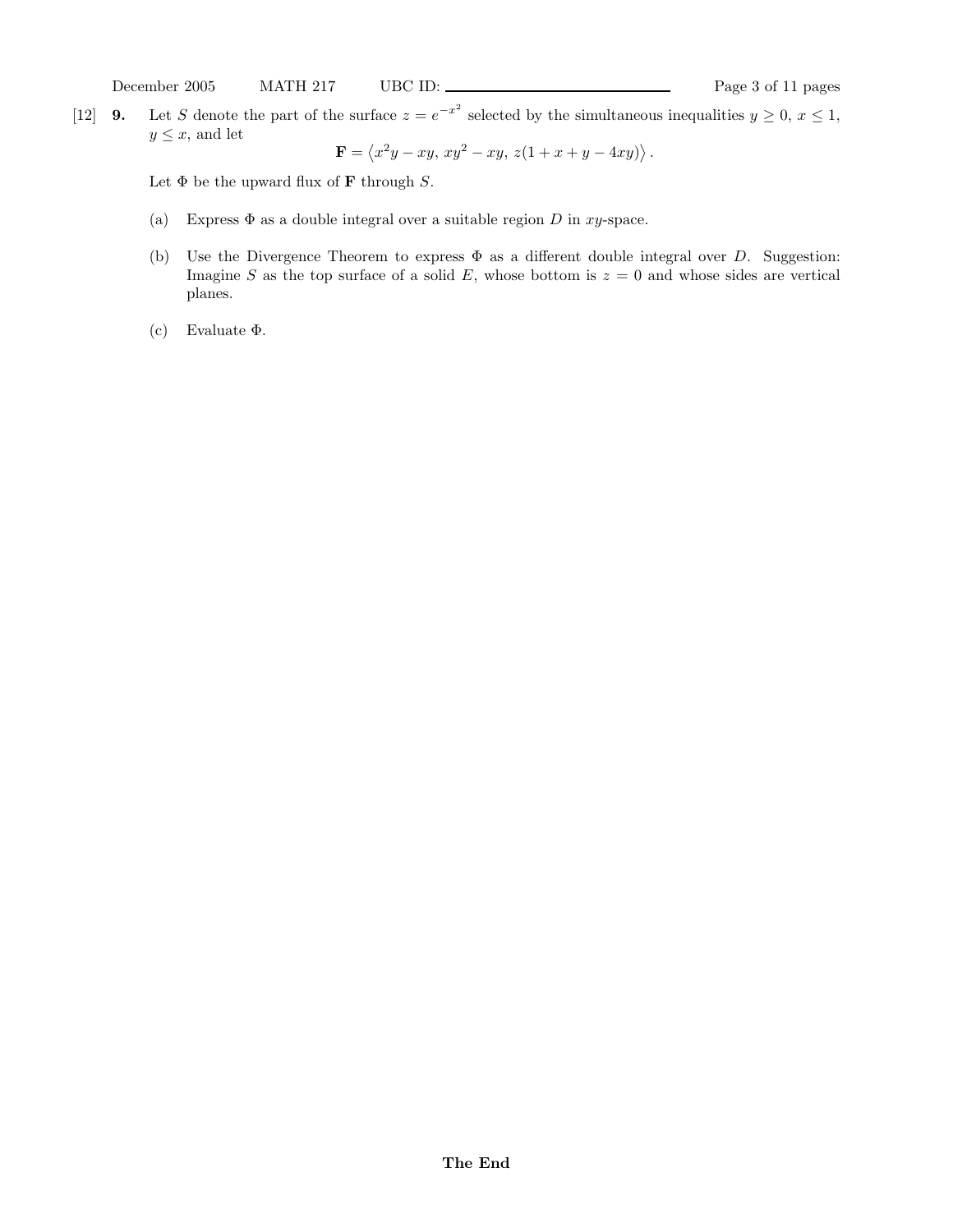[12] **9.** Let $S$ denote the part of the surface $z = e^{-x^2}$ selected by the simultaneous inequalities $y \geq 0$, $x \leq 1$, $y \leq x$, and let

$$\mathbf{F} = \left\langle x^2y - xy,\, xy^2 - xy,\, z(1 + x + y - 4xy) \right\rangle.$$

Let $\Phi$ be the upward flux of $\mathbf{F}$ through $S$.

(a) Express $\Phi$ as a double integral over a suitable region $D$ in $xy$-space.

(b) Use the Divergence Theorem to express $\Phi$ as a different double integral over $D$. Suggestion: Imagine $S$ as the top surface of a solid $E$, whose bottom is $z = 0$ and whose sides are vertical planes.

(c) Evaluate $\Phi$.

**The End**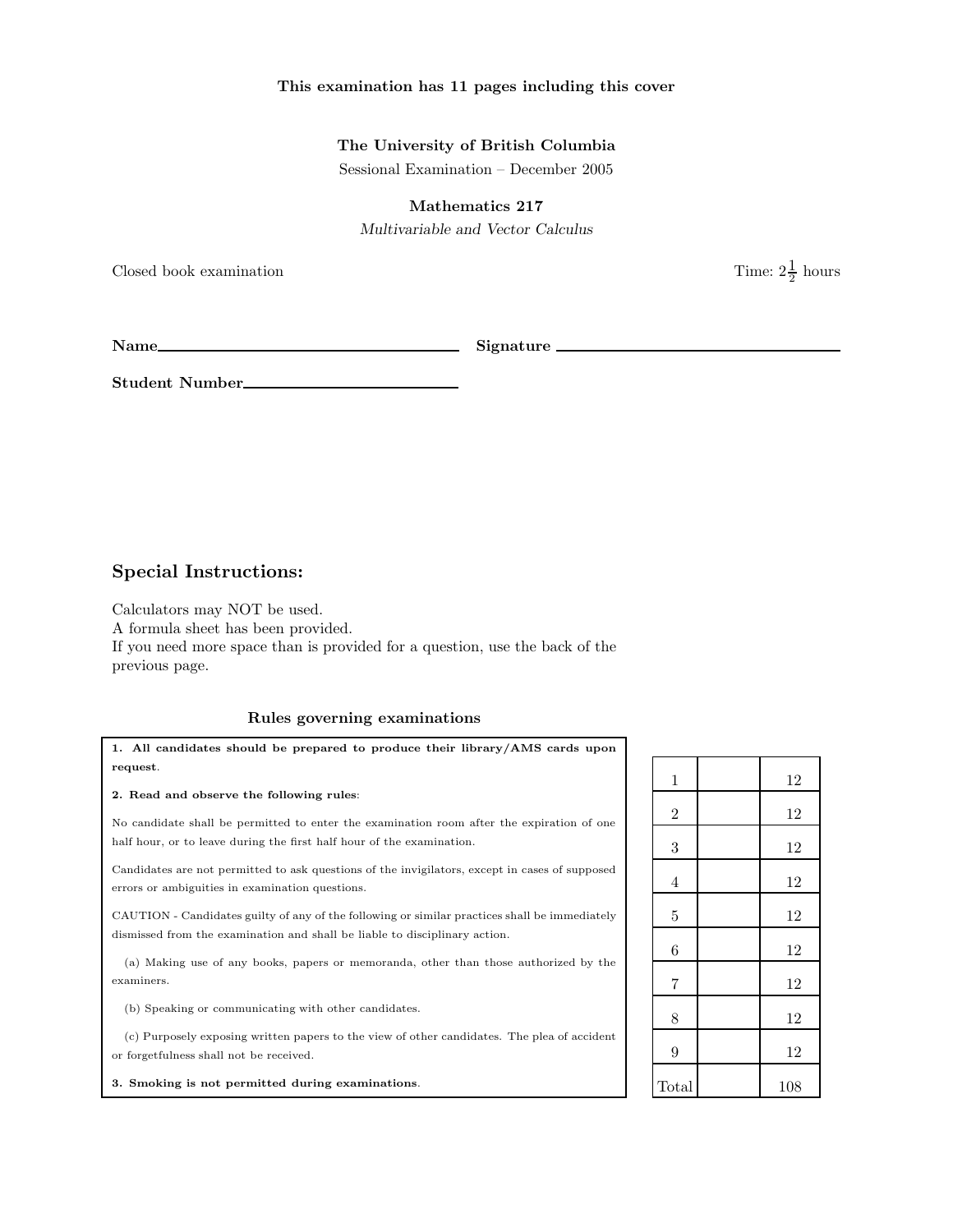**This examination has 11 pages including this cover**

**The University of British Columbia**

Sessional Examination – December 2005

**Mathematics 217**

*Multivariable and Vector Calculus*

Closed book examination

Time: $2\frac{1}{2}$ hours

**Name**\_\_\_\_\_\_\_\_\_\_\_\_\_\_\_\_\_\_\_\_\_\_\_\_\_\_\_\_\_\_\_\_ **Signature** \_\_\_\_\_\_\_\_\_\_\_\_\_\_\_\_\_\_\_\_\_\_\_\_\_\_\_\_\_\_\_\_

**Student Number**\_\_\_\_\_\_\_\_\_\_\_\_\_\_\_\_\_\_\_\_\_\_\_\_

## Special Instructions:

Calculators may NOT be used.
A formula sheet has been provided.
If you need more space than is provided for a question, use the back of the previous page.

### Rules governing examinations

**1. All candidates should be prepared to produce their library/AMS cards upon request.**

**2. Read and observe the following rules:**

No candidate shall be permitted to enter the examination room after the expiration of one half hour, or to leave during the first half hour of the examination.

Candidates are not permitted to ask questions of the invigilators, except in cases of supposed errors or ambiguities in examination questions.

CAUTION - Candidates guilty of any of the following or similar practices shall be immediately dismissed from the examination and shall be liable to disciplinary action.

(a) Making use of any books, papers or memoranda, other than those authorized by the examiners.

(b) Speaking or communicating with other candidates.

(c) Purposely exposing written papers to the view of other candidates. The plea of accident or forgetfulness shall not be received.

**3. Smoking is not permitted during examinations.**

| | | |
|---|---|---|
| 1 | | 12 |
| 2 | | 12 |
| 3 | | 12 |
| 4 | | 12 |
| 5 | | 12 |
| 6 | | 12 |
| 7 | | 12 |
| 8 | | 12 |
| 9 | | 12 |
| Total | | 108 |